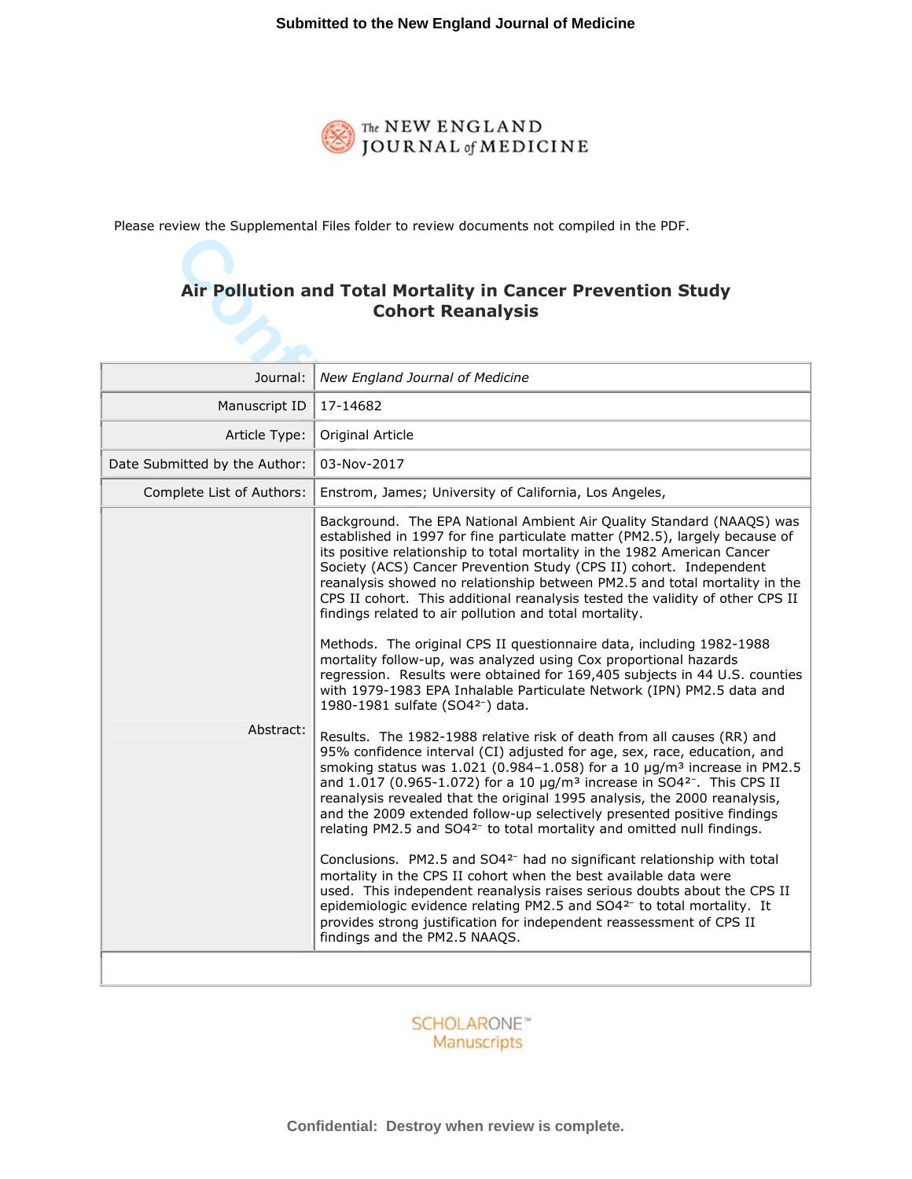**Submitted to the New England Journal of Medicine**

The NEW ENGLAND JOURNAL *of* MEDICINE

Please review the Supplemental Files folder to review documents not compiled in the PDF.

# Air Pollution and Total Mortality in Cancer Prevention Study Cohort Reanalysis

| | |
|---|---|
| Journal: | *New England Journal of Medicine* |
| Manuscript ID | 17-14682 |
| Article Type: | Original Article |
| Date Submitted by the Author: | 03-Nov-2017 |
| Complete List of Authors: | Enstrom, James; University of California, Los Angeles, |
| Abstract: | Background. The EPA National Ambient Air Quality Standard (NAAQS) was established in 1997 for fine particulate matter (PM2.5), largely because of its positive relationship to total mortality in the 1982 American Cancer Society (ACS) Cancer Prevention Study (CPS II) cohort. Independent reanalysis showed no relationship between PM2.5 and total mortality in the CPS II cohort. This additional reanalysis tested the validity of other CPS II findings related to air pollution and total mortality.<br><br>Methods. The original CPS II questionnaire data, including 1982-1988 mortality follow-up, was analyzed using Cox proportional hazards regression. Results were obtained for 169,405 subjects in 44 U.S. counties with 1979-1983 EPA Inhalable Particulate Network (IPN) PM2.5 data and 1980-1981 sulfate ($SO4^{2-}$) data.<br><br>Results. The 1982-1988 relative risk of death from all causes (RR) and 95% confidence interval (CI) adjusted for age, sex, race, education, and smoking status was 1.021 (0.984–1.058) for a 10 μg/m³ increase in PM2.5 and 1.017 (0.965-1.072) for a 10 μg/m³ increase in $SO4^{2-}$. This CPS II reanalysis revealed that the original 1995 analysis, the 2000 reanalysis, and the 2009 extended follow-up selectively presented positive findings relating PM2.5 and $SO4^{2-}$ to total mortality and omitted null findings.<br><br>Conclusions. PM2.5 and $SO4^{2-}$ had no significant relationship with total mortality in the CPS II cohort when the best available data were used. This independent reanalysis raises serious doubts about the CPS II epidemiologic evidence relating PM2.5 and $SO4^{2-}$ to total mortality. It provides strong justification for independent reassessment of CPS II findings and the PM2.5 NAAQS. |

SCHOLARONE™ Manuscripts

**Confidential: Destroy when review is complete.**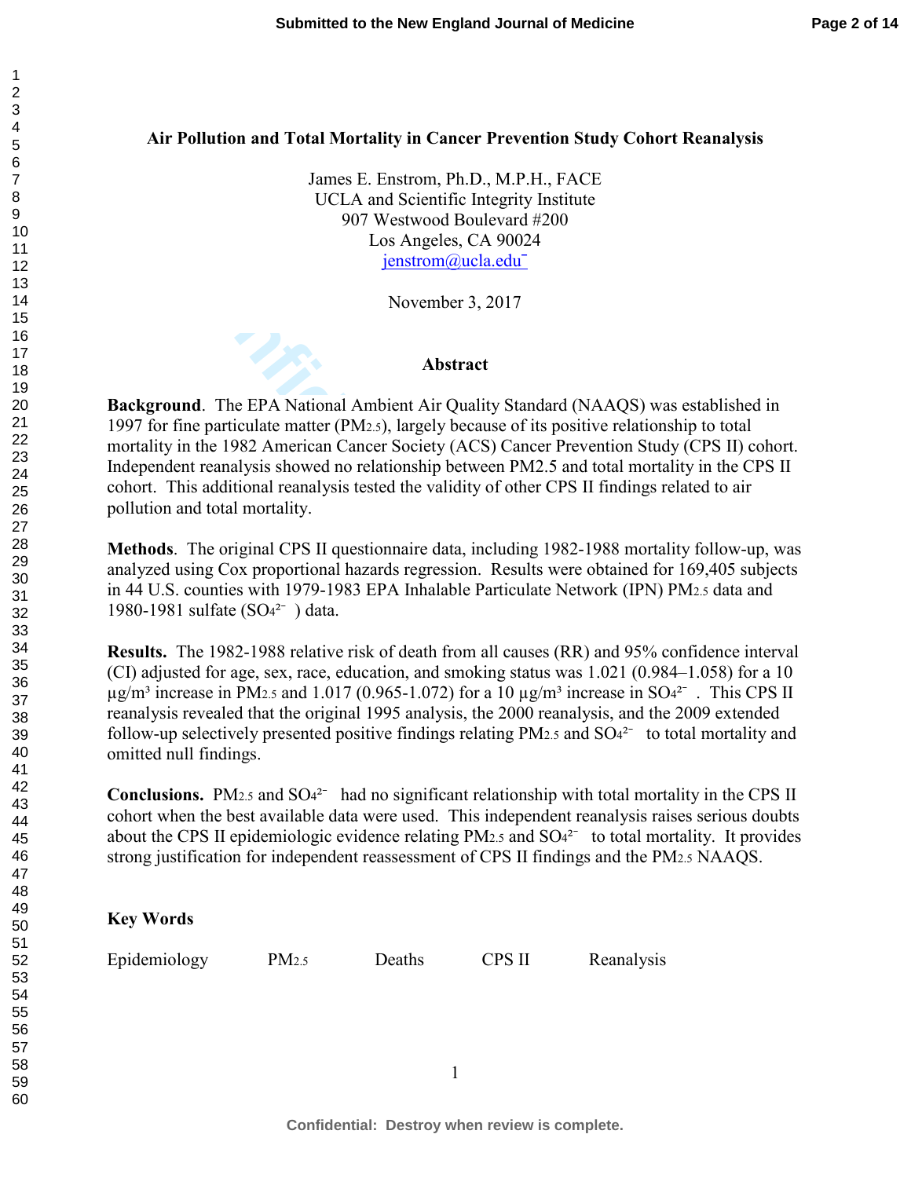# Air Pollution and Total Mortality in Cancer Prevention Study Cohort Reanalysis

James E. Enstrom, Ph.D., M.P.H., FACE
UCLA and Scientific Integrity Institute
907 Westwood Boulevard #200
Los Angeles, CA 90024
jenstrom@ucla.edu

November 3, 2017

## Abstract

**Background**. The EPA National Ambient Air Quality Standard (NAAQS) was established in 1997 for fine particulate matter ($PM_{2.5}$), largely because of its positive relationship to total mortality in the 1982 American Cancer Society (ACS) Cancer Prevention Study (CPS II) cohort. Independent reanalysis showed no relationship between PM2.5 and total mortality in the CPS II cohort. This additional reanalysis tested the validity of other CPS II findings related to air pollution and total mortality.

**Methods**. The original CPS II questionnaire data, including 1982-1988 mortality follow-up, was analyzed using Cox proportional hazards regression. Results were obtained for 169,405 subjects in 44 U.S. counties with 1979-1983 EPA Inhalable Particulate Network (IPN) $PM_{2.5}$ data and 1980-1981 sulfate ($SO_4^{2-}$) data.

**Results.** The 1982-1988 relative risk of death from all causes (RR) and 95% confidence interval (CI) adjusted for age, sex, race, education, and smoking status was 1.021 (0.984–1.058) for a 10 μg/m³ increase in $PM_{2.5}$ and 1.017 (0.965-1.072) for a 10 μg/m³ increase in $SO_4^{2-}$. This CPS II reanalysis revealed that the original 1995 analysis, the 2000 reanalysis, and the 2009 extended follow-up selectively presented positive findings relating $PM_{2.5}$ and $SO_4^{2-}$ to total mortality and omitted null findings.

**Conclusions.** $PM_{2.5}$ and $SO_4^{2-}$ had no significant relationship with total mortality in the CPS II cohort when the best available data were used. This independent reanalysis raises serious doubts about the CPS II epidemiologic evidence relating $PM_{2.5}$ and $SO_4^{2-}$ to total mortality. It provides strong justification for independent reassessment of CPS II findings and the $PM_{2.5}$ NAAQS.

### Key Words

Epidemiology $PM_{2.5}$ Deaths CPS II Reanalysis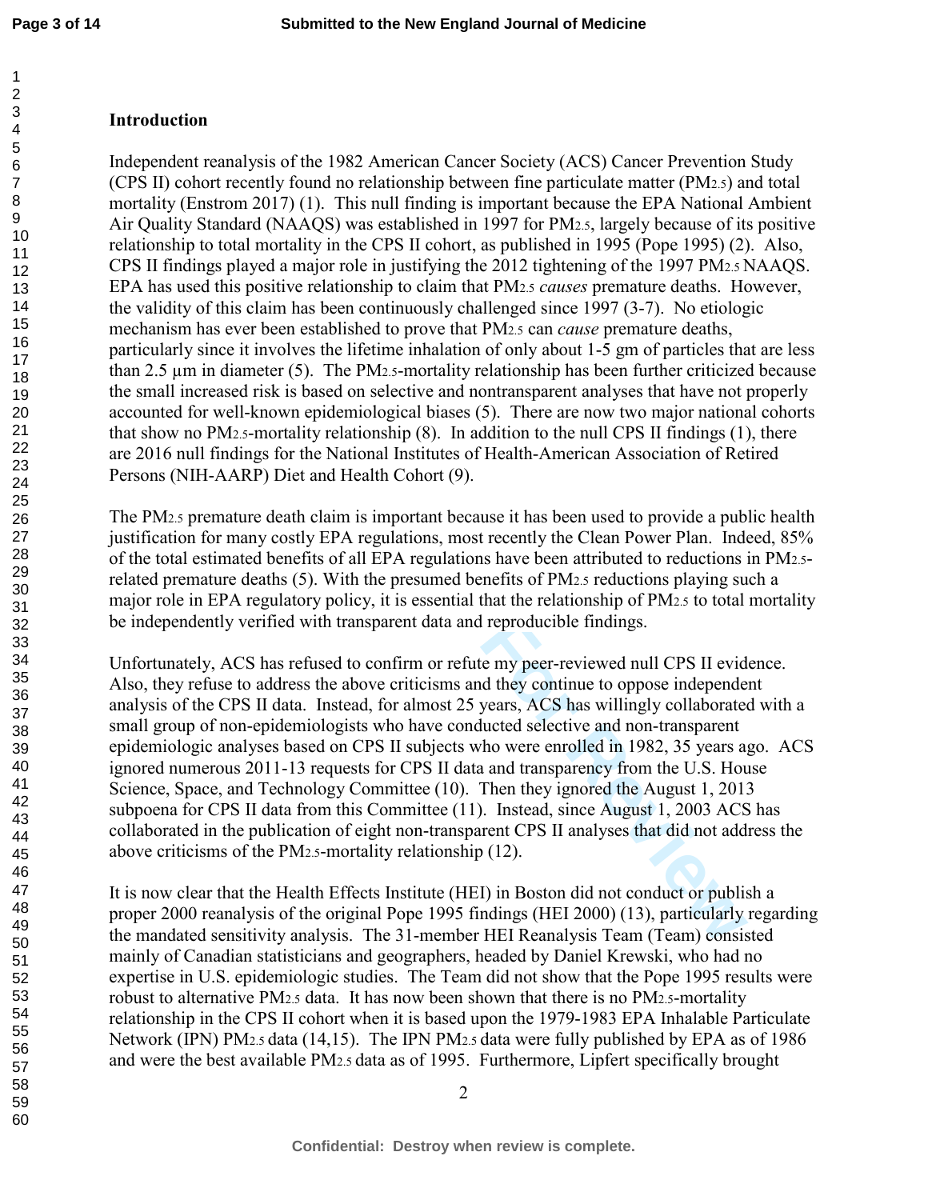## Introduction

Independent reanalysis of the 1982 American Cancer Society (ACS) Cancer Prevention Study (CPS II) cohort recently found no relationship between fine particulate matter ($PM_{2.5}$) and total mortality (Enstrom 2017) (1). This null finding is important because the EPA National Ambient Air Quality Standard (NAAQS) was established in 1997 for $PM_{2.5}$, largely because of its positive relationship to total mortality in the CPS II cohort, as published in 1995 (Pope 1995) (2). Also, CPS II findings played a major role in justifying the 2012 tightening of the 1997 $PM_{2.5}$ NAAQS. EPA has used this positive relationship to claim that $PM_{2.5}$ *causes* premature deaths. However, the validity of this claim has been continuously challenged since 1997 (3-7). No etiologic mechanism has ever been established to prove that $PM_{2.5}$ can *cause* premature deaths, particularly since it involves the lifetime inhalation of only about 1-5 gm of particles that are less than 2.5 μm in diameter (5). The $PM_{2.5}$-mortality relationship has been further criticized because the small increased risk is based on selective and nontransparent analyses that have not properly accounted for well-known epidemiological biases (5). There are now two major national cohorts that show no $PM_{2.5}$-mortality relationship (8). In addition to the null CPS II findings (1), there are 2016 null findings for the National Institutes of Health-American Association of Retired Persons (NIH-AARP) Diet and Health Cohort (9).

The $PM_{2.5}$ premature death claim is important because it has been used to provide a public health justification for many costly EPA regulations, most recently the Clean Power Plan. Indeed, 85% of the total estimated benefits of all EPA regulations have been attributed to reductions in $PM_{2.5}$-related premature deaths (5). With the presumed benefits of $PM_{2.5}$ reductions playing such a major role in EPA regulatory policy, it is essential that the relationship of $PM_{2.5}$ to total mortality be independently verified with transparent data and reproducible findings.

Unfortunately, ACS has refused to confirm or refute my peer-reviewed null CPS II evidence. Also, they refuse to address the above criticisms and they continue to oppose independent analysis of the CPS II data. Instead, for almost 25 years, ACS has willingly collaborated with a small group of non-epidemiologists who have conducted selective and non-transparent epidemiologic analyses based on CPS II subjects who were enrolled in 1982, 35 years ago. ACS ignored numerous 2011-13 requests for CPS II data and transparency from the U.S. House Science, Space, and Technology Committee (10). Then they ignored the August 1, 2013 subpoena for CPS II data from this Committee (11). Instead, since August 1, 2003 ACS has collaborated in the publication of eight non-transparent CPS II analyses that did not address the above criticisms of the $PM_{2.5}$-mortality relationship (12).

It is now clear that the Health Effects Institute (HEI) in Boston did not conduct or publish a proper 2000 reanalysis of the original Pope 1995 findings (HEI 2000) (13), particularly regarding the mandated sensitivity analysis. The 31-member HEI Reanalysis Team (Team) consisted mainly of Canadian statisticians and geographers, headed by Daniel Krewski, who had no expertise in U.S. epidemiologic studies. The Team did not show that the Pope 1995 results were robust to alternative $PM_{2.5}$ data. It has now been shown that there is no $PM_{2.5}$-mortality relationship in the CPS II cohort when it is based upon the 1979-1983 EPA Inhalable Particulate Network (IPN) $PM_{2.5}$ data (14,15). The IPN $PM_{2.5}$ data were fully published by EPA as of 1986 and were the best available $PM_{2.5}$ data as of 1995. Furthermore, Lipfert specifically brought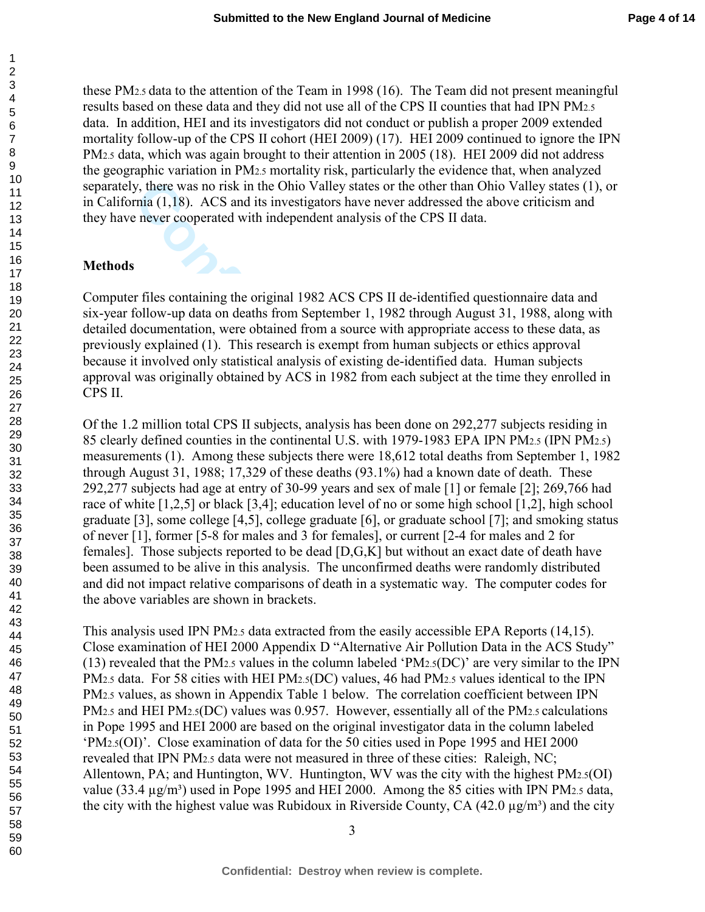these $PM_{2.5}$ data to the attention of the Team in 1998 (16). The Team did not present meaningful results based on these data and they did not use all of the CPS II counties that had IPN $PM_{2.5}$ data. In addition, HEI and its investigators did not conduct or publish a proper 2009 extended mortality follow-up of the CPS II cohort (HEI 2009) (17). HEI 2009 continued to ignore the IPN $PM_{2.5}$ data, which was again brought to their attention in 2005 (18). HEI 2009 did not address the geographic variation in $PM_{2.5}$ mortality risk, particularly the evidence that, when analyzed separately, there was no risk in the Ohio Valley states or the other than Ohio Valley states (1), or in California (1,18). ACS and its investigators have never addressed the above criticism and they have never cooperated with independent analysis of the CPS II data.

## Methods

Computer files containing the original 1982 ACS CPS II de-identified questionnaire data and six-year follow-up data on deaths from September 1, 1982 through August 31, 1988, along with detailed documentation, were obtained from a source with appropriate access to these data, as previously explained (1). This research is exempt from human subjects or ethics approval because it involved only statistical analysis of existing de-identified data. Human subjects approval was originally obtained by ACS in 1982 from each subject at the time they enrolled in CPS II.

Of the 1.2 million total CPS II subjects, analysis has been done on 292,277 subjects residing in 85 clearly defined counties in the continental U.S. with 1979-1983 EPA IPN $PM_{2.5}$ (IPN $PM_{2.5}$) measurements (1). Among these subjects there were 18,612 total deaths from September 1, 1982 through August 31, 1988; 17,329 of these deaths (93.1%) had a known date of death. These 292,277 subjects had age at entry of 30-99 years and sex of male [1] or female [2]; 269,766 had race of white [1,2,5] or black [3,4]; education level of no or some high school [1,2], high school graduate [3], some college [4,5], college graduate [6], or graduate school [7]; and smoking status of never [1], former [5-8 for males and 3 for females], or current [2-4 for males and 2 for females]. Those subjects reported to be dead [D,G,K] but without an exact date of death have been assumed to be alive in this analysis. The unconfirmed deaths were randomly distributed and did not impact relative comparisons of death in a systematic way. The computer codes for the above variables are shown in brackets.

This analysis used IPN $PM_{2.5}$ data extracted from the easily accessible EPA Reports (14,15). Close examination of HEI 2000 Appendix D "Alternative Air Pollution Data in the ACS Study" (13) revealed that the $PM_{2.5}$ values in the column labeled '$PM_{2.5}$(DC)' are very similar to the IPN $PM_{2.5}$ data. For 58 cities with HEI $PM_{2.5}$(DC) values, 46 had $PM_{2.5}$ values identical to the IPN $PM_{2.5}$ values, as shown in Appendix Table 1 below. The correlation coefficient between IPN $PM_{2.5}$ and HEI $PM_{2.5}$(DC) values was 0.957. However, essentially all of the $PM_{2.5}$ calculations in Pope 1995 and HEI 2000 are based on the original investigator data in the column labeled '$PM_{2.5}$(OI)'. Close examination of data for the 50 cities used in Pope 1995 and HEI 2000 revealed that IPN $PM_{2.5}$ data were not measured in three of these cities: Raleigh, NC; Allentown, PA; and Huntington, WV. Huntington, WV was the city with the highest $PM_{2.5}$(OI) value (33.4 µg/m³) used in Pope 1995 and HEI 2000. Among the 85 cities with IPN $PM_{2.5}$ data, the city with the highest value was Rubidoux in Riverside County, CA (42.0 µg/m³) and the city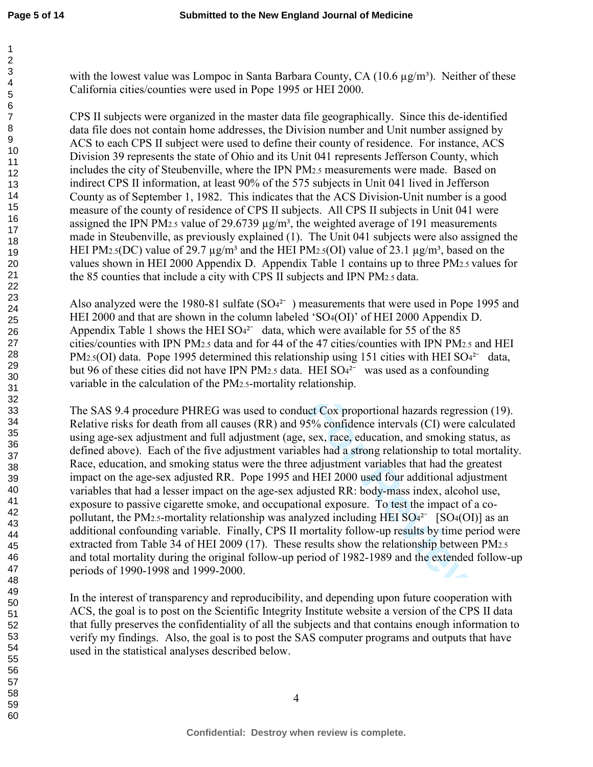with the lowest value was Lompoc in Santa Barbara County, CA (10.6 µg/m³). Neither of these California cities/counties were used in Pope 1995 or HEI 2000.

CPS II subjects were organized in the master data file geographically. Since this de-identified data file does not contain home addresses, the Division number and Unit number assigned by ACS to each CPS II subject were used to define their county of residence. For instance, ACS Division 39 represents the state of Ohio and its Unit 041 represents Jefferson County, which includes the city of Steubenville, where the IPN $PM_{2.5}$ measurements were made. Based on indirect CPS II information, at least 90% of the 575 subjects in Unit 041 lived in Jefferson County as of September 1, 1982. This indicates that the ACS Division-Unit number is a good measure of the county of residence of CPS II subjects. All CPS II subjects in Unit 041 were assigned the IPN $PM_{2.5}$ value of 29.6739 µg/m³, the weighted average of 191 measurements made in Steubenville, as previously explained (1). The Unit 041 subjects were also assigned the HEI $PM_{2.5}$(DC) value of 29.7 µg/m³ and the HEI $PM_{2.5}$(OI) value of 23.1 µg/m³, based on the values shown in HEI 2000 Appendix D. Appendix Table 1 contains up to three $PM_{2.5}$ values for the 85 counties that include a city with CPS II subjects and IPN $PM_{2.5}$ data.

Also analyzed were the 1980-81 sulfate ($SO_4^{2-}$) measurements that were used in Pope 1995 and HEI 2000 and that are shown in the column labeled '$SO_4$(OI)' of HEI 2000 Appendix D. Appendix Table 1 shows the HEI $SO_4^{2-}$ data, which were available for 55 of the 85 cities/counties with IPN $PM_{2.5}$ data and for 44 of the 47 cities/counties with IPN $PM_{2.5}$ and HEI $PM_{2.5}$(OI) data. Pope 1995 determined this relationship using 151 cities with HEI $SO_4^{2-}$ data, but 96 of these cities did not have IPN $PM_{2.5}$ data. HEI $SO_4^{2-}$ was used as a confounding variable in the calculation of the $PM_{2.5}$-mortality relationship.

The SAS 9.4 procedure PHREG was used to conduct Cox proportional hazards regression (19). Relative risks for death from all causes (RR) and 95% confidence intervals (CI) were calculated using age-sex adjustment and full adjustment (age, sex, race, education, and smoking status, as defined above). Each of the five adjustment variables had a strong relationship to total mortality. Race, education, and smoking status were the three adjustment variables that had the greatest impact on the age-sex adjusted RR. Pope 1995 and HEI 2000 used four additional adjustment variables that had a lesser impact on the age-sex adjusted RR: body-mass index, alcohol use, exposure to passive cigarette smoke, and occupational exposure. To test the impact of a co-pollutant, the $PM_{2.5}$-mortality relationship was analyzed including HEI $SO_4^{2-}$ [$SO_4$(OI)] as an additional confounding variable. Finally, CPS II mortality follow-up results by time period were extracted from Table 34 of HEI 2009 (17). These results show the relationship between $PM_{2.5}$ and total mortality during the original follow-up period of 1982-1989 and the extended follow-up periods of 1990-1998 and 1999-2000.

In the interest of transparency and reproducibility, and depending upon future cooperation with ACS, the goal is to post on the Scientific Integrity Institute website a version of the CPS II data that fully preserves the confidentiality of all the subjects and that contains enough information to verify my findings. Also, the goal is to post the SAS computer programs and outputs that have used in the statistical analyses described below.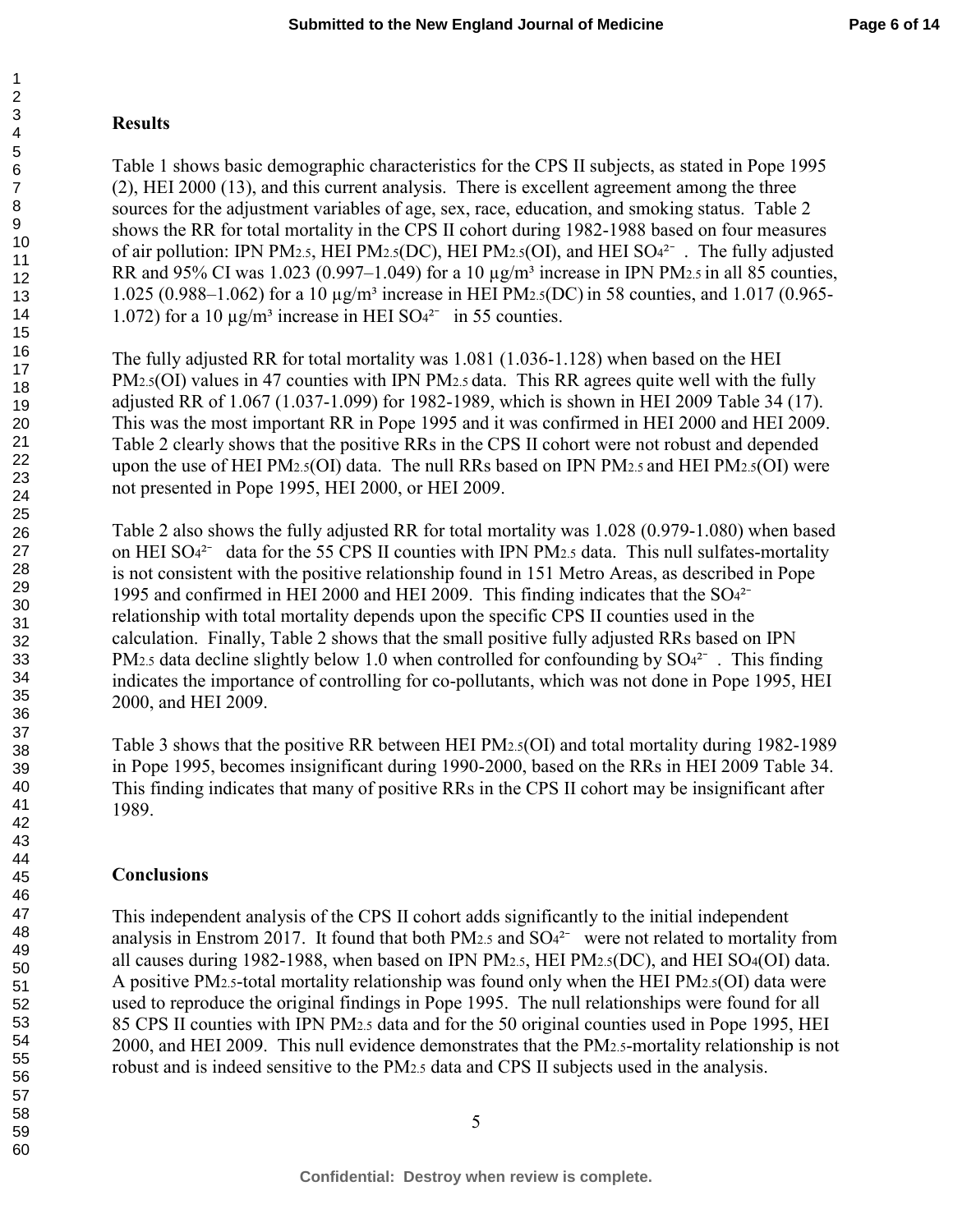## Results

Table 1 shows basic demographic characteristics for the CPS II subjects, as stated in Pope 1995 (2), HEI 2000 (13), and this current analysis. There is excellent agreement among the three sources for the adjustment variables of age, sex, race, education, and smoking status. Table 2 shows the RR for total mortality in the CPS II cohort during 1982-1988 based on four measures of air pollution: IPN $PM_{2.5}$, HEI $PM_{2.5}$(DC), HEI $PM_{2.5}$(OI), and HEI $SO_4^{2-}$. The fully adjusted RR and 95% CI was 1.023 (0.997–1.049) for a 10 μg/m³ increase in IPN $PM_{2.5}$ in all 85 counties, 1.025 (0.988–1.062) for a 10 μg/m³ increase in HEI $PM_{2.5}$(DC) in 58 counties, and 1.017 (0.965-1.072) for a 10 μg/m³ increase in HEI $SO_4^{2-}$ in 55 counties.

The fully adjusted RR for total mortality was 1.081 (1.036-1.128) when based on the HEI $PM_{2.5}$(OI) values in 47 counties with IPN $PM_{2.5}$ data. This RR agrees quite well with the fully adjusted RR of 1.067 (1.037-1.099) for 1982-1989, which is shown in HEI 2009 Table 34 (17). This was the most important RR in Pope 1995 and it was confirmed in HEI 2000 and HEI 2009. Table 2 clearly shows that the positive RRs in the CPS II cohort were not robust and depended upon the use of HEI $PM_{2.5}$(OI) data. The null RRs based on IPN $PM_{2.5}$ and HEI $PM_{2.5}$(OI) were not presented in Pope 1995, HEI 2000, or HEI 2009.

Table 2 also shows the fully adjusted RR for total mortality was 1.028 (0.979-1.080) when based on HEI $SO_4^{2-}$ data for the 55 CPS II counties with IPN $PM_{2.5}$ data. This null sulfates-mortality is not consistent with the positive relationship found in 151 Metro Areas, as described in Pope 1995 and confirmed in HEI 2000 and HEI 2009. This finding indicates that the $SO_4^{2-}$ relationship with total mortality depends upon the specific CPS II counties used in the calculation. Finally, Table 2 shows that the small positive fully adjusted RRs based on IPN $PM_{2.5}$ data decline slightly below 1.0 when controlled for confounding by $SO_4^{2-}$. This finding indicates the importance of controlling for co-pollutants, which was not done in Pope 1995, HEI 2000, and HEI 2009.

Table 3 shows that the positive RR between HEI $PM_{2.5}$(OI) and total mortality during 1982-1989 in Pope 1995, becomes insignificant during 1990-2000, based on the RRs in HEI 2009 Table 34. This finding indicates that many of positive RRs in the CPS II cohort may be insignificant after 1989.

## Conclusions

This independent analysis of the CPS II cohort adds significantly to the initial independent analysis in Enstrom 2017. It found that both $PM_{2.5}$ and $SO_4^{2-}$ were not related to mortality from all causes during 1982-1988, when based on IPN $PM_{2.5}$, HEI $PM_{2.5}$(DC), and HEI $SO_4$(OI) data. A positive $PM_{2.5}$-total mortality relationship was found only when the HEI $PM_{2.5}$(OI) data were used to reproduce the original findings in Pope 1995. The null relationships were found for all 85 CPS II counties with IPN $PM_{2.5}$ data and for the 50 original counties used in Pope 1995, HEI 2000, and HEI 2009. This null evidence demonstrates that the $PM_{2.5}$-mortality relationship is not robust and is indeed sensitive to the $PM_{2.5}$ data and CPS II subjects used in the analysis.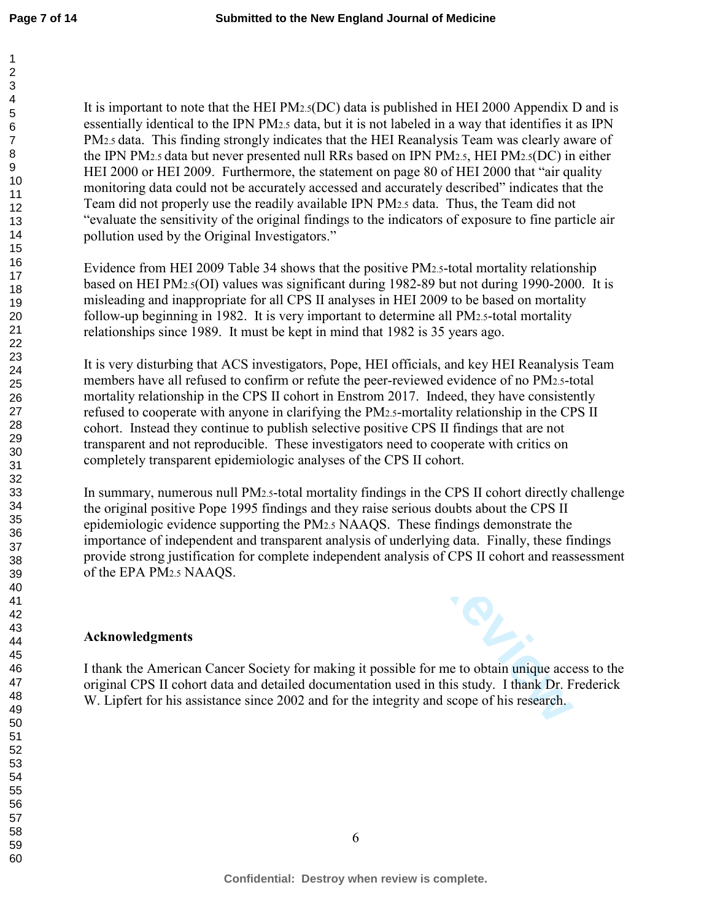It is important to note that the HEI $PM_{2.5}$(DC) data is published in HEI 2000 Appendix D and is essentially identical to the IPN $PM_{2.5}$ data, but it is not labeled in a way that identifies it as IPN $PM_{2.5}$ data. This finding strongly indicates that the HEI Reanalysis Team was clearly aware of the IPN $PM_{2.5}$ data but never presented null RRs based on IPN $PM_{2.5}$, HEI $PM_{2.5}$(DC) in either HEI 2000 or HEI 2009. Furthermore, the statement on page 80 of HEI 2000 that "air quality monitoring data could not be accurately accessed and accurately described" indicates that the Team did not properly use the readily available IPN $PM_{2.5}$ data. Thus, the Team did not "evaluate the sensitivity of the original findings to the indicators of exposure to fine particle air pollution used by the Original Investigators."

Evidence from HEI 2009 Table 34 shows that the positive $PM_{2.5}$-total mortality relationship based on HEI $PM_{2.5}$(OI) values was significant during 1982-89 but not during 1990-2000. It is misleading and inappropriate for all CPS II analyses in HEI 2009 to be based on mortality follow-up beginning in 1982. It is very important to determine all $PM_{2.5}$-total mortality relationships since 1989. It must be kept in mind that 1982 is 35 years ago.

It is very disturbing that ACS investigators, Pope, HEI officials, and key HEI Reanalysis Team members have all refused to confirm or refute the peer-reviewed evidence of no $PM_{2.5}$-total mortality relationship in the CPS II cohort in Enstrom 2017. Indeed, they have consistently refused to cooperate with anyone in clarifying the $PM_{2.5}$-mortality relationship in the CPS II cohort. Instead they continue to publish selective positive CPS II findings that are not transparent and not reproducible. These investigators need to cooperate with critics on completely transparent epidemiologic analyses of the CPS II cohort.

In summary, numerous null $PM_{2.5}$-total mortality findings in the CPS II cohort directly challenge the original positive Pope 1995 findings and they raise serious doubts about the CPS II epidemiologic evidence supporting the $PM_{2.5}$ NAAQS. These findings demonstrate the importance of independent and transparent analysis of underlying data. Finally, these findings provide strong justification for complete independent analysis of CPS II cohort and reassessment of the EPA $PM_{2.5}$ NAAQS.

**Acknowledgments**

I thank the American Cancer Society for making it possible for me to obtain unique access to the original CPS II cohort data and detailed documentation used in this study. I thank Dr. Frederick W. Lipfert for his assistance since 2002 and for the integrity and scope of his research.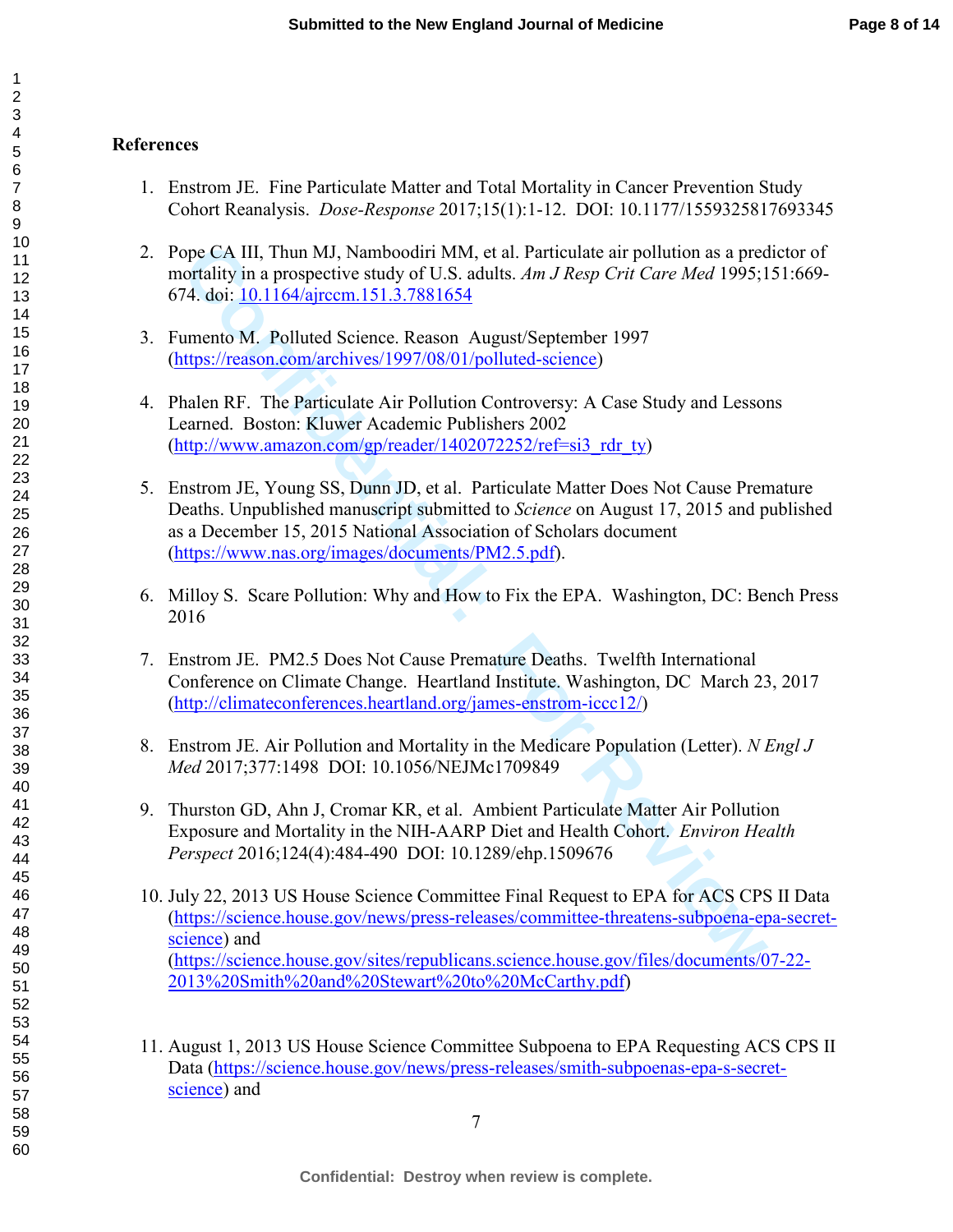**References**

1. Enstrom JE. Fine Particulate Matter and Total Mortality in Cancer Prevention Study Cohort Reanalysis. *Dose-Response* 2017;15(1):1-12. DOI: 10.1177/1559325817693345

2. Pope CA III, Thun MJ, Namboodiri MM, et al. Particulate air pollution as a predictor of mortality in a prospective study of U.S. adults. *Am J Resp Crit Care Med* 1995;151:669-674. doi: 10.1164/ajrccm.151.3.7881654

3. Fumento M. Polluted Science. Reason August/September 1997 (https://reason.com/archives/1997/08/01/polluted-science)

4. Phalen RF. The Particulate Air Pollution Controversy: A Case Study and Lessons Learned. Boston: Kluwer Academic Publishers 2002 (http://www.amazon.com/gp/reader/1402072252/ref=si3_rdr_ty)

5. Enstrom JE, Young SS, Dunn JD, et al. Particulate Matter Does Not Cause Premature Deaths. Unpublished manuscript submitted to *Science* on August 17, 2015 and published as a December 15, 2015 National Association of Scholars document (https://www.nas.org/images/documents/PM2.5.pdf).

6. Milloy S. Scare Pollution: Why and How to Fix the EPA. Washington, DC: Bench Press 2016

7. Enstrom JE. PM2.5 Does Not Cause Premature Deaths. Twelfth International Conference on Climate Change. Heartland Institute. Washington, DC March 23, 2017 (http://climateconferences.heartland.org/james-enstrom-iccc12/)

8. Enstrom JE. Air Pollution and Mortality in the Medicare Population (Letter). *N Engl J Med* 2017;377:1498 DOI: 10.1056/NEJMc1709849

9. Thurston GD, Ahn J, Cromar KR, et al. Ambient Particulate Matter Air Pollution Exposure and Mortality in the NIH-AARP Diet and Health Cohort. *Environ Health Perspect* 2016;124(4):484-490 DOI: 10.1289/ehp.1509676

10. July 22, 2013 US House Science Committee Final Request to EPA for ACS CPS II Data (https://science.house.gov/news/press-releases/committee-threatens-subpoena-epa-secret-science) and (https://science.house.gov/sites/republicans.science.house.gov/files/documents/07-22-2013%20Smith%20and%20Stewart%20to%20McCarthy.pdf)

11. August 1, 2013 US House Science Committee Subpoena to EPA Requesting ACS CPS II Data (https://science.house.gov/news/press-releases/smith-subpoenas-epa-s-secret-science) and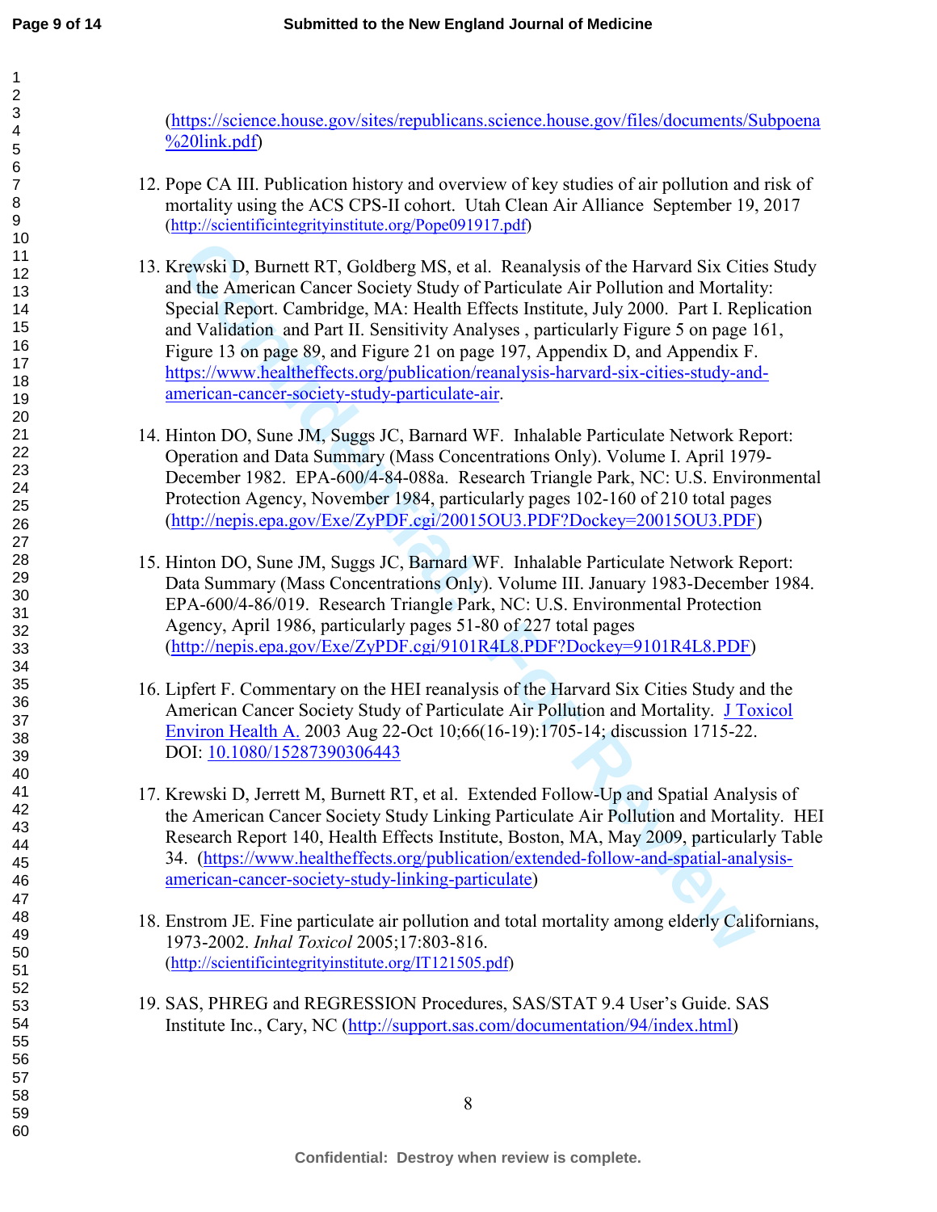(https://science.house.gov/sites/republicans.science.house.gov/files/documents/Subpoena%20link.pdf)

12. Pope CA III. Publication history and overview of key studies of air pollution and risk of mortality using the ACS CPS-II cohort. Utah Clean Air Alliance September 19, 2017 (http://scientificintegrityinstitute.org/Pope091917.pdf)

13. Krewski D, Burnett RT, Goldberg MS, et al. Reanalysis of the Harvard Six Cities Study and the American Cancer Society Study of Particulate Air Pollution and Mortality: Special Report. Cambridge, MA: Health Effects Institute, July 2000. Part I. Replication and Validation and Part II. Sensitivity Analyses , particularly Figure 5 on page 161, Figure 13 on page 89, and Figure 21 on page 197, Appendix D, and Appendix F. https://www.healtheffects.org/publication/reanalysis-harvard-six-cities-study-and-american-cancer-society-study-particulate-air.

14. Hinton DO, Sune JM, Suggs JC, Barnard WF. Inhalable Particulate Network Report: Operation and Data Summary (Mass Concentrations Only). Volume I. April 1979-December 1982. EPA-600/4-84-088a. Research Triangle Park, NC: U.S. Environmental Protection Agency, November 1984, particularly pages 102-160 of 210 total pages (http://nepis.epa.gov/Exe/ZyPDF.cgi/20015OU3.PDF?Dockey=20015OU3.PDF)

15. Hinton DO, Sune JM, Suggs JC, Barnard WF. Inhalable Particulate Network Report: Data Summary (Mass Concentrations Only). Volume III. January 1983-December 1984. EPA-600/4-86/019. Research Triangle Park, NC: U.S. Environmental Protection Agency, April 1986, particularly pages 51-80 of 227 total pages (http://nepis.epa.gov/Exe/ZyPDF.cgi/9101R4L8.PDF?Dockey=9101R4L8.PDF)

16. Lipfert F. Commentary on the HEI reanalysis of the Harvard Six Cities Study and the American Cancer Society Study of Particulate Air Pollution and Mortality. J Toxicol Environ Health A. 2003 Aug 22-Oct 10;66(16-19):1705-14; discussion 1715-22. DOI: 10.1080/15287390306443

17. Krewski D, Jerrett M, Burnett RT, et al. Extended Follow-Up and Spatial Analysis of the American Cancer Society Study Linking Particulate Air Pollution and Mortality. HEI Research Report 140, Health Effects Institute, Boston, MA, May 2009, particularly Table 34. (https://www.healtheffects.org/publication/extended-follow-and-spatial-analysis-american-cancer-society-study-linking-particulate)

18. Enstrom JE. Fine particulate air pollution and total mortality among elderly Californians, 1973-2002. *Inhal Toxicol* 2005;17:803-816. (http://scientificintegrityinstitute.org/IT121505.pdf)

19. SAS, PHREG and REGRESSION Procedures, SAS/STAT 9.4 User's Guide. SAS Institute Inc., Cary, NC (http://support.sas.com/documentation/94/index.html)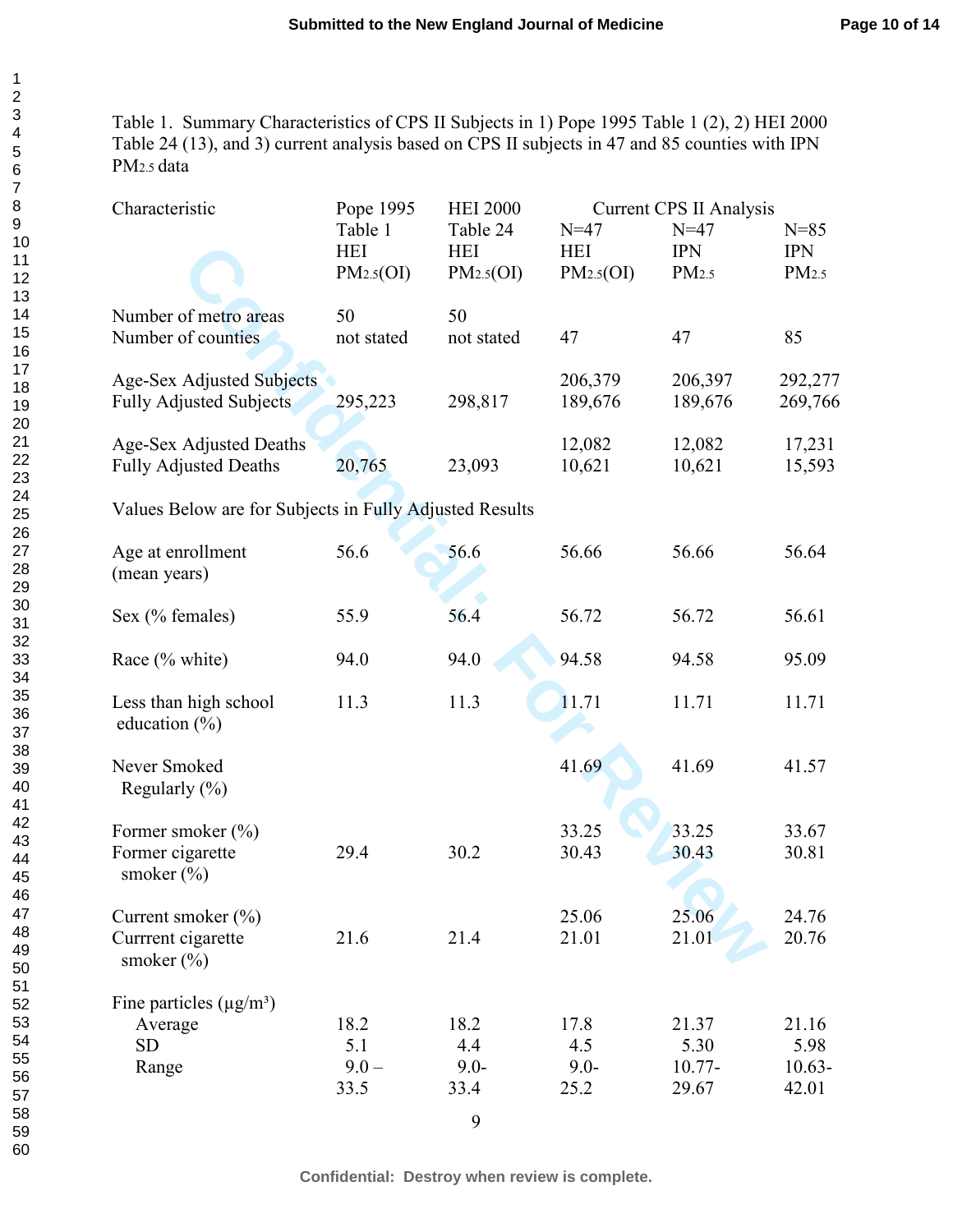Table 1. Summary Characteristics of CPS II Subjects in 1) Pope 1995 Table 1 (2), 2) HEI 2000 Table 24 (13), and 3) current analysis based on CPS II subjects in 47 and 85 counties with IPN $PM_{2.5}$ data

| Characteristic | Pope 1995 Table 1 HEI $PM_{2.5}$(OI) | HEI 2000 Table 24 HEI $PM_{2.5}$(OI) | Current CPS II Analysis N=47 HEI $PM_{2.5}$(OI) | N=47 IPN $PM_{2.5}$ | N=85 IPN $PM_{2.5}$ |
|---|---|---|---|---|---|
| Number of metro areas | 50 | 50 | | | |
| Number of counties | not stated | not stated | 47 | 47 | 85 |
| Age-Sex Adjusted Subjects | | | 206,379 | 206,397 | 292,277 |
| Fully Adjusted Subjects | 295,223 | 298,817 | 189,676 | 189,676 | 269,766 |
| Age-Sex Adjusted Deaths | | | 12,082 | 12,082 | 17,231 |
| Fully Adjusted Deaths | 20,765 | 23,093 | 10,621 | 10,621 | 15,593 |
| Values Below are for Subjects in Fully Adjusted Results | | | | | |
| Age at enrollment (mean years) | 56.6 | 56.6 | 56.66 | 56.66 | 56.64 |
| Sex (% females) | 55.9 | 56.4 | 56.72 | 56.72 | 56.61 |
| Race (% white) | 94.0 | 94.0 | 94.58 | 94.58 | 95.09 |
| Less than high school education (%) | 11.3 | 11.3 | 11.71 | 11.71 | 11.71 |
| Never Smoked Regularly (%) | | | 41.69 | 41.69 | 41.57 |
| Former smoker (%) | | | 33.25 | 33.25 | 33.67 |
| Former cigarette smoker (%) | 29.4 | 30.2 | 30.43 | 30.43 | 30.81 |
| Current smoker (%) | | | 25.06 | 25.06 | 24.76 |
| Currrent cigarette smoker (%) | 21.6 | 21.4 | 21.01 | 21.01 | 20.76 |
| Fine particles (μg/m³) | | | | | |
| Average | 18.2 | 18.2 | 17.8 | 21.37 | 21.16 |
| SD | 5.1 | 4.4 | 4.5 | 5.30 | 5.98 |
| Range | 9.0 – 33.5 | 9.0- 33.4 | 9.0- 25.2 | 10.77- 29.67 | 10.63- 42.01 |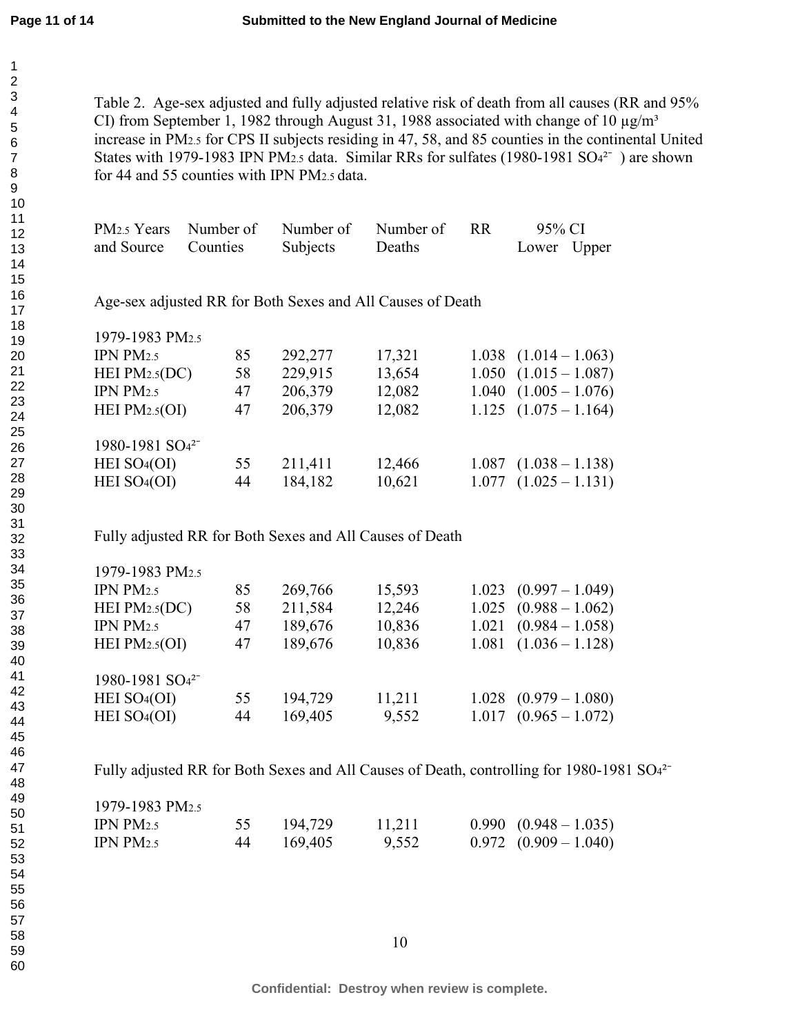Table 2. Age-sex adjusted and fully adjusted relative risk of death from all causes (RR and 95% CI) from September 1, 1982 through August 31, 1988 associated with change of 10 μg/m³ increase in $PM_{2.5}$ for CPS II subjects residing in 47, 58, and 85 counties in the continental United States with 1979-1983 IPN $PM_{2.5}$ data. Similar RRs for sulfates (1980-1981 $SO_4^{2-}$ ) are shown for 44 and 55 counties with IPN $PM_{2.5}$ data.

| $PM_{2.5}$ Years and Source | Number of Counties | Number of Subjects | Number of Deaths | RR | 95% CI Lower Upper |
|---|---|---|---|---|---|
| **Age-sex adjusted RR for Both Sexes and All Causes of Death** | | | | | |
| 1979-1983 $PM_{2.5}$ | | | | | |
| IPN $PM_{2.5}$ | 85 | 292,277 | 17,321 | 1.038 | (1.014 – 1.063) |
| HEI $PM_{2.5}$(DC) | 58 | 229,915 | 13,654 | 1.050 | (1.015 – 1.087) |
| IPN $PM_{2.5}$ | 47 | 206,379 | 12,082 | 1.040 | (1.005 – 1.076) |
| HEI $PM_{2.5}$(OI) | 47 | 206,379 | 12,082 | 1.125 | (1.075 – 1.164) |
| 1980-1981 $SO_4^{2-}$ | | | | | |
| HEI $SO_4$(OI) | 55 | 211,411 | 12,466 | 1.087 | (1.038 – 1.138) |
| HEI $SO_4$(OI) | 44 | 184,182 | 10,621 | 1.077 | (1.025 – 1.131) |
| **Fully adjusted RR for Both Sexes and All Causes of Death** | | | | | |
| 1979-1983 $PM_{2.5}$ | | | | | |
| IPN $PM_{2.5}$ | 85 | 269,766 | 15,593 | 1.023 | (0.997 – 1.049) |
| HEI $PM_{2.5}$(DC) | 58 | 211,584 | 12,246 | 1.025 | (0.988 – 1.062) |
| IPN $PM_{2.5}$ | 47 | 189,676 | 10,836 | 1.021 | (0.984 – 1.058) |
| HEI $PM_{2.5}$(OI) | 47 | 189,676 | 10,836 | 1.081 | (1.036 – 1.128) |
| 1980-1981 $SO_4^{2-}$ | | | | | |
| HEI $SO_4$(OI) | 55 | 194,729 | 11,211 | 1.028 | (0.979 – 1.080) |
| HEI $SO_4$(OI) | 44 | 169,405 | 9,552 | 1.017 | (0.965 – 1.072) |
| **Fully adjusted RR for Both Sexes and All Causes of Death, controlling for 1980-1981 $SO_4^{2-}$** | | | | | |
| 1979-1983 $PM_{2.5}$ | | | | | |
| IPN $PM_{2.5}$ | 55 | 194,729 | 11,211 | 0.990 | (0.948 – 1.035) |
| IPN $PM_{2.5}$ | 44 | 169,405 | 9,552 | 0.972 | (0.909 – 1.040) |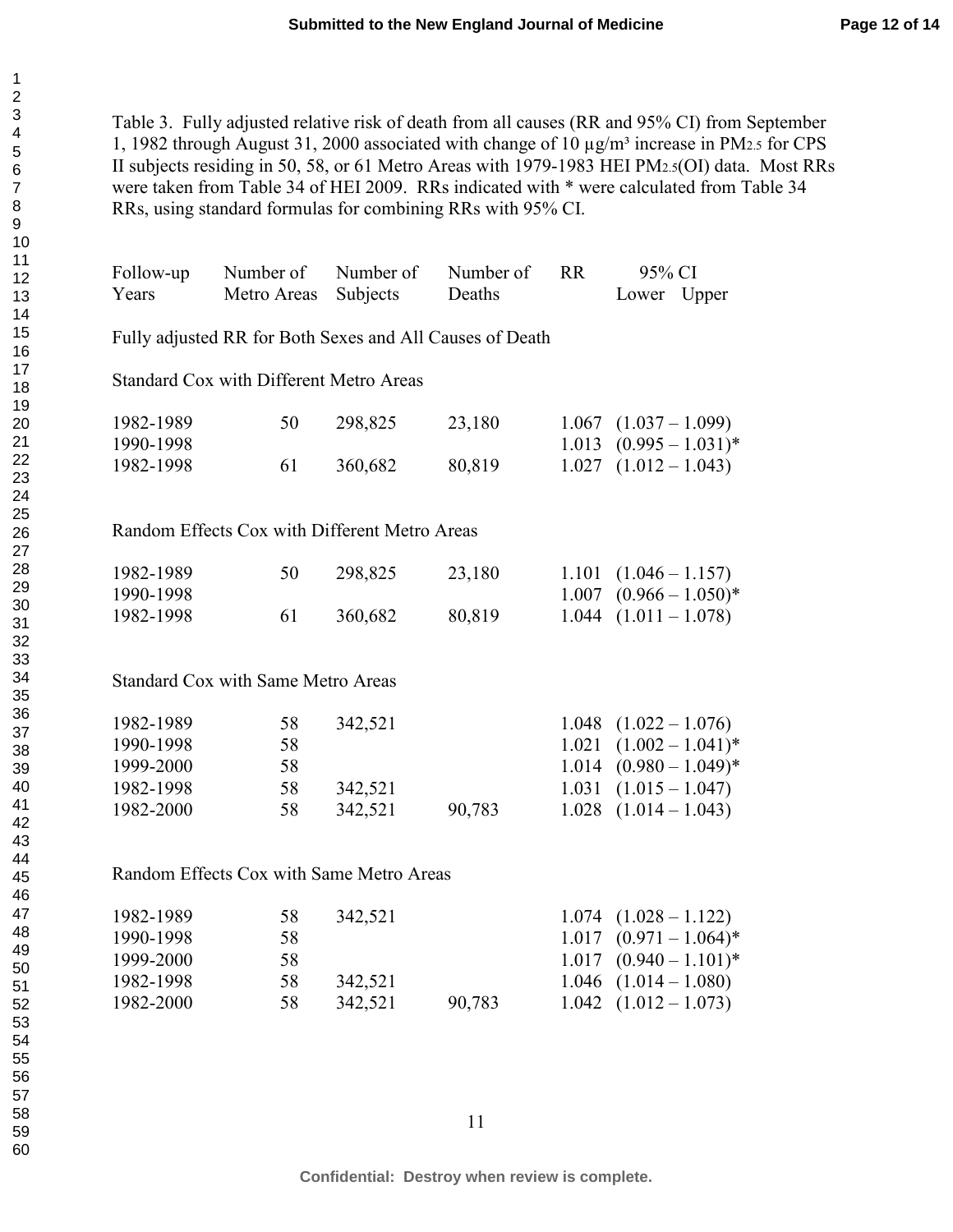Table 3. Fully adjusted relative risk of death from all causes (RR and 95% CI) from September 1, 1982 through August 31, 2000 associated with change of 10 µg/m³ increase in $PM_{2.5}$ for CPS II subjects residing in 50, 58, or 61 Metro Areas with 1979-1983 HEI $PM_{2.5}$(OI) data. Most RRs were taken from Table 34 of HEI 2009. RRs indicated with * were calculated from Table 34 RRs, using standard formulas for combining RRs with 95% CI.

| Follow-up Years | Number of Metro Areas | Number of Subjects | Number of Deaths | RR | 95% CI Lower – Upper |
|---|---|---|---|---|---|
| **Fully adjusted RR for Both Sexes and All Causes of Death** | | | | | |
| *Standard Cox with Different Metro Areas* | | | | | |
| 1982-1989 | 50 | 298,825 | 23,180 | 1.067 | (1.037 – 1.099) |
| 1990-1998 | | | | 1.013 | (0.995 – 1.031)* |
| 1982-1998 | 61 | 360,682 | 80,819 | 1.027 | (1.012 – 1.043) |
| *Random Effects Cox with Different Metro Areas* | | | | | |
| 1982-1989 | 50 | 298,825 | 23,180 | 1.101 | (1.046 – 1.157) |
| 1990-1998 | | | | 1.007 | (0.966 – 1.050)* |
| 1982-1998 | 61 | 360,682 | 80,819 | 1.044 | (1.011 – 1.078) |
| *Standard Cox with Same Metro Areas* | | | | | |
| 1982-1989 | 58 | 342,521 | | 1.048 | (1.022 – 1.076) |
| 1990-1998 | 58 | | | 1.021 | (1.002 – 1.041)* |
| 1999-2000 | 58 | | | 1.014 | (0.980 – 1.049)* |
| 1982-1998 | 58 | 342,521 | | 1.031 | (1.015 – 1.047) |
| 1982-2000 | 58 | 342,521 | 90,783 | 1.028 | (1.014 – 1.043) |
| *Random Effects Cox with Same Metro Areas* | | | | | |
| 1982-1989 | 58 | 342,521 | | 1.074 | (1.028 – 1.122) |
| 1990-1998 | 58 | | | 1.017 | (0.971 – 1.064)* |
| 1999-2000 | 58 | | | 1.017 | (0.940 – 1.101)* |
| 1982-1998 | 58 | 342,521 | | 1.046 | (1.014 – 1.080) |
| 1982-2000 | 58 | 342,521 | 90,783 | 1.042 | (1.012 – 1.073) |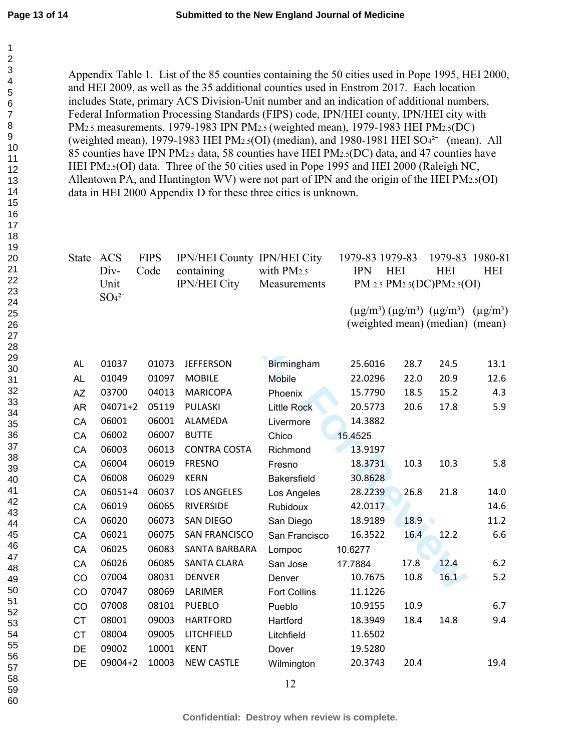Appendix Table 1. List of the 85 counties containing the 50 cities used in Pope 1995, HEI 2000, and HEI 2009, as well as the 35 additional counties used in Enstrom 2017. Each location includes State, primary ACS Division-Unit number and an indication of additional numbers, Federal Information Processing Standards (FIPS) code, IPN/HEI county, IPN/HEI city with $PM_{2.5}$ measurements, 1979-1983 IPN $PM_{2.5}$ (weighted mean), 1979-1983 HEI $PM_{2.5}$(DC) (weighted mean), 1979-1983 HEI $PM_{2.5}$(OI) (median), and 1980-1981 HEI $SO_4^{2-}$ (mean). All 85 counties have IPN $PM_{2.5}$ data, 58 counties have HEI $PM_{2.5}$(DC) data, and 47 counties have HEI $PM_{2.5}$(OI) data. Three of the 50 cities used in Pope 1995 and HEI 2000 (Raleigh NC, Allentown PA, and Huntington WV) were not part of IPN and the origin of the HEI $PM_{2.5}$(OI) data in HEI 2000 Appendix D for these three cities is unknown.

| State | ACS Div-Unit | FIPS Code | IPN/HEI County containing IPN/HEI City | IPN/HEI City with $PM_{2.5}$ Measurements | 1979-83 IPN $PM_{2.5}$ ($\mu g/m^3$) (weighted mean) | 1979-83 HEI $PM_{2.5}$(DC) ($\mu g/m^3$) (weighted mean) | 1979-83 HEI $PM_{2.5}$(OI) ($\mu g/m^3$) (median) | 1980-81 HEI $SO_4^{2-}$ ($\mu g/m^3$) (mean) |
|---|---|---|---|---|---|---|---|---|
| AL | 01037 | 01073 | JEFFERSON | Birmingham | 25.6016 | 28.7 | 24.5 | 13.1 |
| AL | 01049 | 01097 | MOBILE | Mobile | 22.0296 | 22.0 | 20.9 | 12.6 |
| AZ | 03700 | 04013 | MARICOPA | Phoenix | 15.7790 | 18.5 | 15.2 | 4.3 |
| AR | 04071+2 | 05119 | PULASKI | Little Rock | 20.5773 | 20.6 | 17.8 | 5.9 |
| CA | 06001 | 06001 | ALAMEDA | Livermore | 14.3882 | | | |
| CA | 06002 | 06007 | BUTTE | Chico | 15.4525 | | | |
| CA | 06003 | 06013 | CONTRA COSTA | Richmond | 13.9197 | | | |
| CA | 06004 | 06019 | FRESNO | Fresno | 18.3731 | 10.3 | 10.3 | 5.8 |
| CA | 06008 | 06029 | KERN | Bakersfield | 30.8628 | | | |
| CA | 06051+4 | 06037 | LOS ANGELES | Los Angeles | 28.2239 | 26.8 | 21.8 | 14.0 |
| CA | 06019 | 06065 | RIVERSIDE | Rubidoux | 42.0117 | | | 14.6 |
| CA | 06020 | 06073 | SAN DIEGO | San Diego | 18.9189 | 18.9 | | 11.2 |
| CA | 06021 | 06075 | SAN FRANCISCO | San Francisco | 16.3522 | 16.4 | 12.2 | 6.6 |
| CA | 06025 | 06083 | SANTA BARBARA | Lompoc | 10.6277 | | | |
| CA | 06026 | 06085 | SANTA CLARA | San Jose | 17.7884 | 17.8 | 12.4 | 6.2 |
| CO | 07004 | 08031 | DENVER | Denver | 10.7675 | 10.8 | 16.1 | 5.2 |
| CO | 07047 | 08069 | LARIMER | Fort Collins | 11.1226 | | | |
| CO | 07008 | 08101 | PUEBLO | Pueblo | 10.9155 | 10.9 | | 6.7 |
| CT | 08001 | 09003 | HARTFORD | Hartford | 18.3949 | 18.4 | 14.8 | 9.4 |
| CT | 08004 | 09005 | LITCHFIELD | Litchfield | 11.6502 | | | |
| DE | 09002 | 10001 | KENT | Dover | 19.5280 | | | |
| DE | 09004+2 | 10003 | NEW CASTLE | Wilmington | 20.3743 | 20.4 | | 19.4 |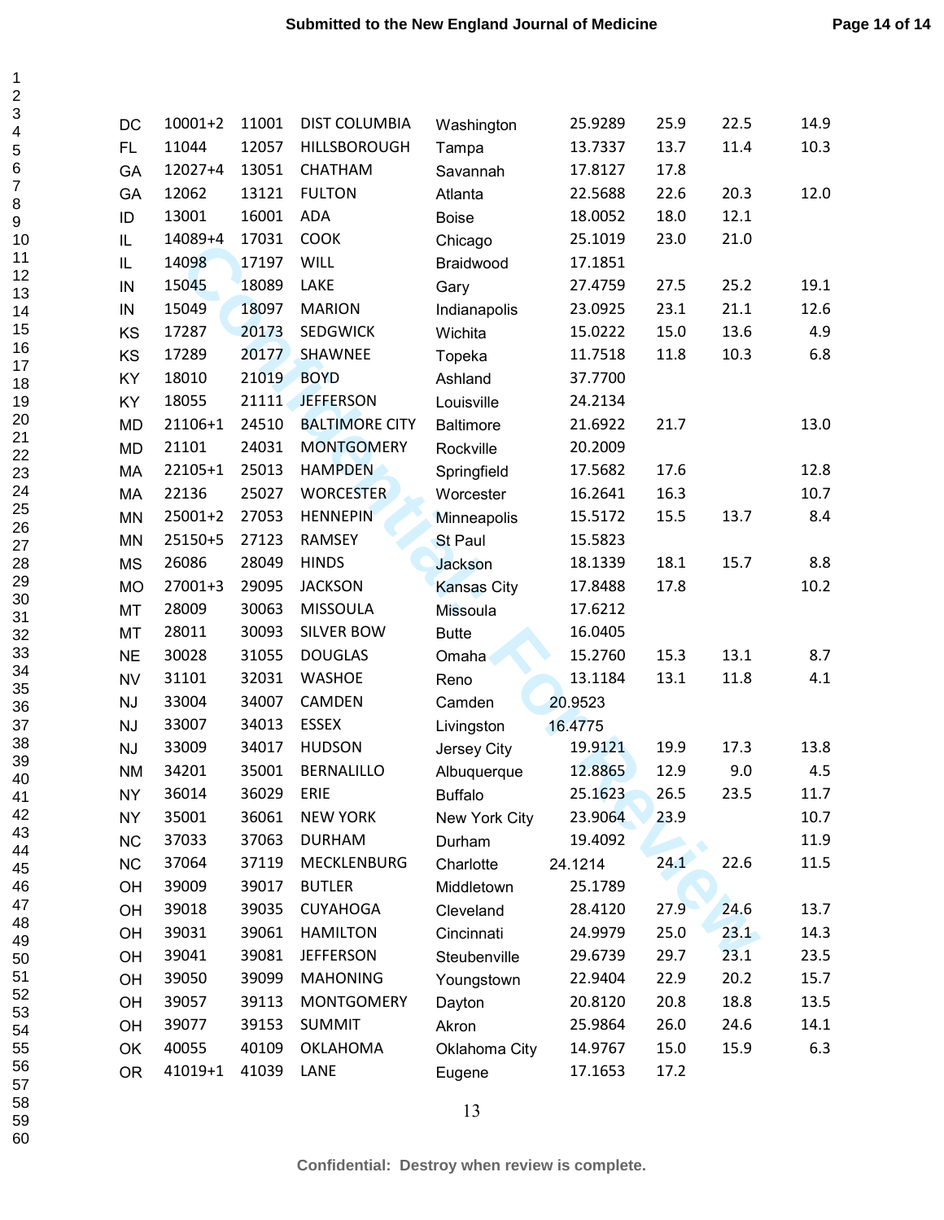| | | | | | | | | |
|---|---|---|---|---|---|---|---|---|
| DC | 10001+2 | 11001 | DIST COLUMBIA | Washington | 25.9289 | 25.9 | 22.5 | 14.9 |
| FL | 11044 | 12057 | HILLSBOROUGH | Tampa | 13.7337 | 13.7 | 11.4 | 10.3 |
| GA | 12027+4 | 13051 | CHATHAM | Savannah | 17.8127 | 17.8 | | |
| GA | 12062 | 13121 | FULTON | Atlanta | 22.5688 | 22.6 | 20.3 | 12.0 |
| ID | 13001 | 16001 | ADA | Boise | 18.0052 | 18.0 | 12.1 | |
| IL | 14089+4 | 17031 | COOK | Chicago | 25.1019 | 23.0 | 21.0 | |
| IL | 14098 | 17197 | WILL | Braidwood | 17.1851 | | | |
| IN | 15045 | 18089 | LAKE | Gary | 27.4759 | 27.5 | 25.2 | 19.1 |
| IN | 15049 | 18097 | MARION | Indianapolis | 23.0925 | 23.1 | 21.1 | 12.6 |
| KS | 17287 | 20173 | SEDGWICK | Wichita | 15.0222 | 15.0 | 13.6 | 4.9 |
| KS | 17289 | 20177 | SHAWNEE | Topeka | 11.7518 | 11.8 | 10.3 | 6.8 |
| KY | 18010 | 21019 | BOYD | Ashland | 37.7700 | | | |
| KY | 18055 | 21111 | JEFFERSON | Louisville | 24.2134 | | | |
| MD | 21106+1 | 24510 | BALTIMORE CITY | Baltimore | 21.6922 | 21.7 | | 13.0 |
| MD | 21101 | 24031 | MONTGOMERY | Rockville | 20.2009 | | | |
| MA | 22105+1 | 25013 | HAMPDEN | Springfield | 17.5682 | 17.6 | | 12.8 |
| MA | 22136 | 25027 | WORCESTER | Worcester | 16.2641 | 16.3 | | 10.7 |
| MN | 25001+2 | 27053 | HENNEPIN | Minneapolis | 15.5172 | 15.5 | 13.7 | 8.4 |
| MN | 25150+5 | 27123 | RAMSEY | St Paul | 15.5823 | | | |
| MS | 26086 | 28049 | HINDS | Jackson | 18.1339 | 18.1 | 15.7 | 8.8 |
| MO | 27001+3 | 29095 | JACKSON | Kansas City | 17.8488 | 17.8 | | 10.2 |
| MT | 28009 | 30063 | MISSOULA | Missoula | 17.6212 | | | |
| MT | 28011 | 30093 | SILVER BOW | Butte | 16.0405 | | | |
| NE | 30028 | 31055 | DOUGLAS | Omaha | 15.2760 | 15.3 | 13.1 | 8.7 |
| NV | 31101 | 32031 | WASHOE | Reno | 13.1184 | 13.1 | 11.8 | 4.1 |
| NJ | 33004 | 34007 | CAMDEN | Camden | 20.9523 | | | |
| NJ | 33007 | 34013 | ESSEX | Livingston | 16.4775 | | | |
| NJ | 33009 | 34017 | HUDSON | Jersey City | 19.9121 | 19.9 | 17.3 | 13.8 |
| NM | 34201 | 35001 | BERNALILLO | Albuquerque | 12.8865 | 12.9 | 9.0 | 4.5 |
| NY | 36014 | 36029 | ERIE | Buffalo | 25.1623 | 26.5 | 23.5 | 11.7 |
| NY | 35001 | 36061 | NEW YORK | New York City | 23.9064 | 23.9 | | 10.7 |
| NC | 37033 | 37063 | DURHAM | Durham | 19.4092 | | | 11.9 |
| NC | 37064 | 37119 | MECKLENBURG | Charlotte | 24.1214 | 24.1 | 22.6 | 11.5 |
| OH | 39009 | 39017 | BUTLER | Middletown | 25.1789 | | | |
| OH | 39018 | 39035 | CUYAHOGA | Cleveland | 28.4120 | 27.9 | 24.6 | 13.7 |
| OH | 39031 | 39061 | HAMILTON | Cincinnati | 24.9979 | 25.0 | 23.1 | 14.3 |
| OH | 39041 | 39081 | JEFFERSON | Steubenville | 29.6739 | 29.7 | 23.1 | 23.5 |
| OH | 39050 | 39099 | MAHONING | Youngstown | 22.9404 | 22.9 | 20.2 | 15.7 |
| OH | 39057 | 39113 | MONTGOMERY | Dayton | 20.8120 | 20.8 | 18.8 | 13.5 |
| OH | 39077 | 39153 | SUMMIT | Akron | 25.9864 | 26.0 | 24.6 | 14.1 |
| OK | 40055 | 40109 | OKLAHOMA | Oklahoma City | 14.9767 | 15.0 | 15.9 | 6.3 |
| OR | 41019+1 | 41039 | LANE | Eugene | 17.1653 | 17.2 | | |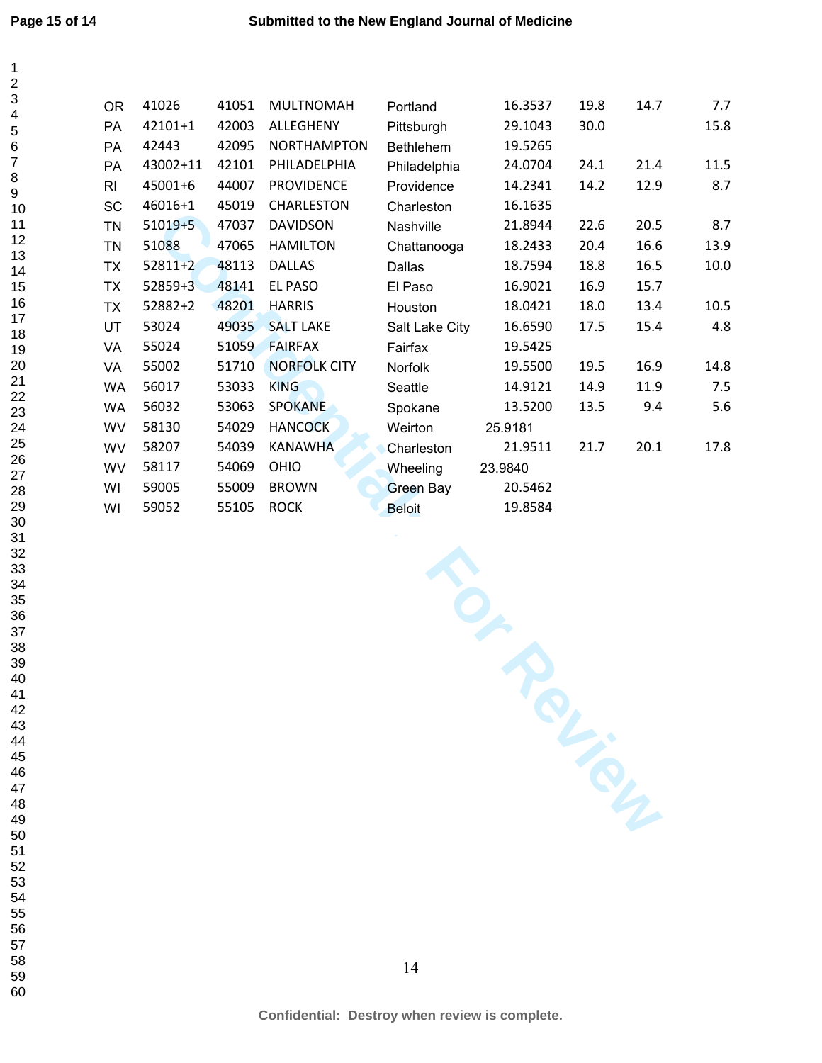| | | | | | | | | |
|---|---|---|---|---|---|---|---|---|
| OR | 41026 | 41051 | MULTNOMAH | Portland | 16.3537 | 19.8 | 14.7 | 7.7 |
| PA | 42101+1 | 42003 | ALLEGHENY | Pittsburgh | 29.1043 | 30.0 | | 15.8 |
| PA | 42443 | 42095 | NORTHAMPTON | Bethlehem | 19.5265 | | | |
| PA | 43002+11 | 42101 | PHILADELPHIA | Philadelphia | 24.0704 | 24.1 | 21.4 | 11.5 |
| RI | 45001+6 | 44007 | PROVIDENCE | Providence | 14.2341 | 14.2 | 12.9 | 8.7 |
| SC | 46016+1 | 45019 | CHARLESTON | Charleston | 16.1635 | | | |
| TN | 51019+5 | 47037 | DAVIDSON | Nashville | 21.8944 | 22.6 | 20.5 | 8.7 |
| TN | 51088 | 47065 | HAMILTON | Chattanooga | 18.2433 | 20.4 | 16.6 | 13.9 |
| TX | 52811+2 | 48113 | DALLAS | Dallas | 18.7594 | 18.8 | 16.5 | 10.0 |
| TX | 52859+3 | 48141 | EL PASO | El Paso | 16.9021 | 16.9 | 15.7 | |
| TX | 52882+2 | 48201 | HARRIS | Houston | 18.0421 | 18.0 | 13.4 | 10.5 |
| UT | 53024 | 49035 | SALT LAKE | Salt Lake City | 16.6590 | 17.5 | 15.4 | 4.8 |
| VA | 55024 | 51059 | FAIRFAX | Fairfax | 19.5425 | | | |
| VA | 55002 | 51710 | NORFOLK CITY | Norfolk | 19.5500 | 19.5 | 16.9 | 14.8 |
| WA | 56017 | 53033 | KING | Seattle | 14.9121 | 14.9 | 11.9 | 7.5 |
| WA | 56032 | 53063 | SPOKANE | Spokane | 13.5200 | 13.5 | 9.4 | 5.6 |
| WV | 58130 | 54029 | HANCOCK | Weirton | 25.9181 | | | |
| WV | 58207 | 54039 | KANAWHA | Charleston | 21.9511 | 21.7 | 20.1 | 17.8 |
| WV | 58117 | 54069 | OHIO | Wheeling | 23.9840 | | | |
| WI | 59005 | 55009 | BROWN | Green Bay | 20.5462 | | | |
| WI | 59052 | 55105 | ROCK | Beloit | 19.8584 | | | |